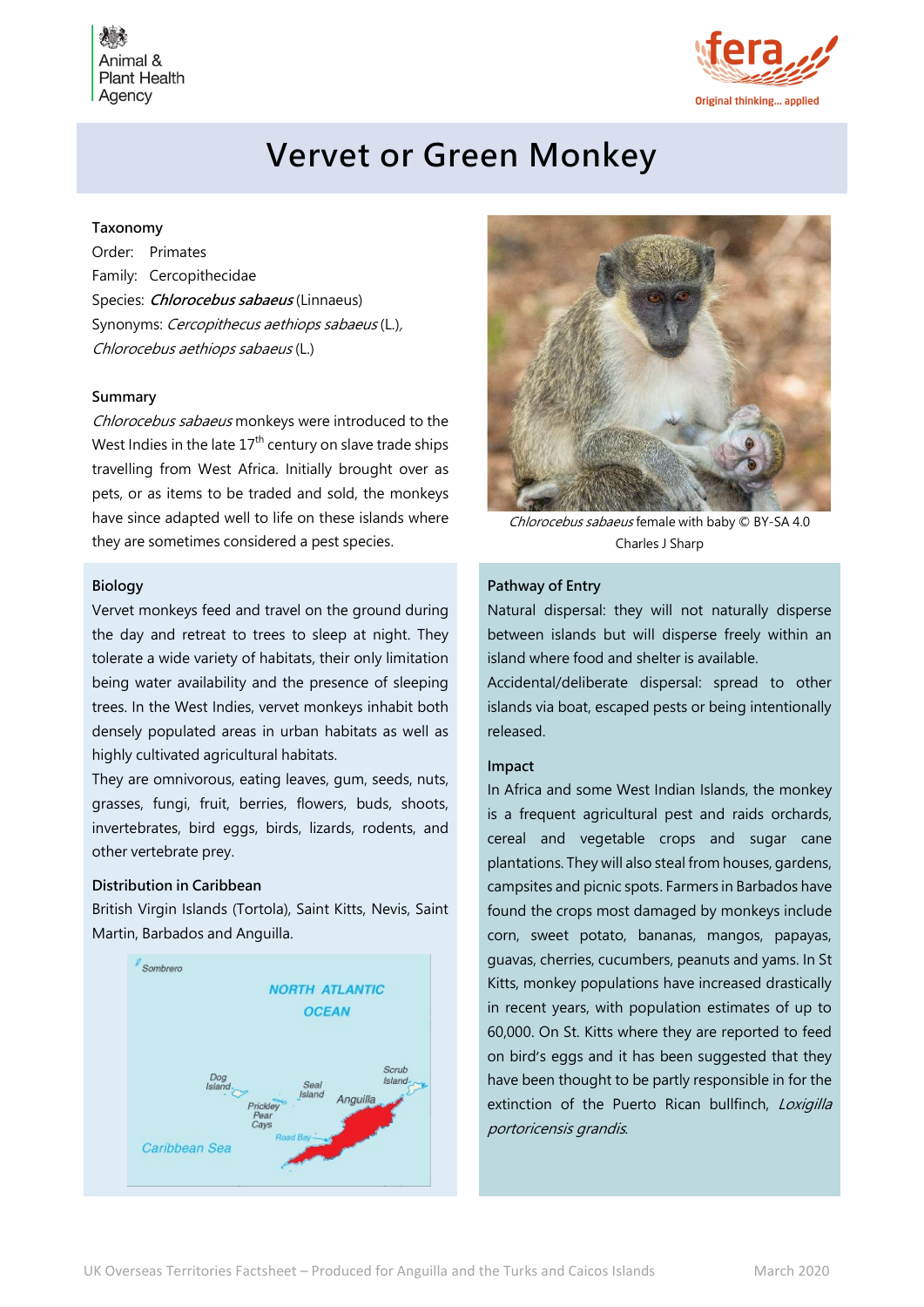# Vervet or Green Monkey

### Taxonomy

Order: Primates

Family: Cercopithecidae

Species: ***Chlorocebus sabaeus*** (Linnaeus)

Synonyms: *Cercopithecus aethiops sabaeus* (L.), *Chlorocebus aethiops sabaeus* (L.)

### Summary

*Chlorocebus sabaeus* monkeys were introduced to the West Indies in the late 17th century on slave trade ships travelling from West Africa. Initially brought over as pets, or as items to be traded and sold, the monkeys have since adapted well to life on these islands where they are sometimes considered a pest species.

*Chlorocebus sabaeus* female with baby © BY-SA 4.0 Charles J Sharp

### Biology

Vervet monkeys feed and travel on the ground during the day and retreat to trees to sleep at night. They tolerate a wide variety of habitats, their only limitation being water availability and the presence of sleeping trees. In the West Indies, vervet monkeys inhabit both densely populated areas in urban habitats as well as highly cultivated agricultural habitats.

They are omnivorous, eating leaves, gum, seeds, nuts, grasses, fungi, fruit, berries, flowers, buds, shoots, invertebrates, bird eggs, birds, lizards, rodents, and other vertebrate prey.

### Distribution in Caribbean

British Virgin Islands (Tortola), Saint Kitts, Nevis, Saint Martin, Barbados and Anguilla.

### Pathway of Entry

Natural dispersal: they will not naturally disperse between islands but will disperse freely within an island where food and shelter is available.

Accidental/deliberate dispersal: spread to other islands via boat, escaped pests or being intentionally released.

### Impact

In Africa and some West Indian Islands, the monkey is a frequent agricultural pest and raids orchards, cereal and vegetable crops and sugar cane plantations. They will also steal from houses, gardens, campsites and picnic spots. Farmers in Barbados have found the crops most damaged by monkeys include corn, sweet potato, bananas, mangos, papayas, guavas, cherries, cucumbers, peanuts and yams. In St Kitts, monkey populations have increased drastically in recent years, with population estimates of up to 60,000. On St. Kitts where they are reported to feed on bird's eggs and it has been suggested that they have been thought to be partly responsible in for the extinction of the Puerto Rican bullfinch, *Loxigilla portoricensis grandis*.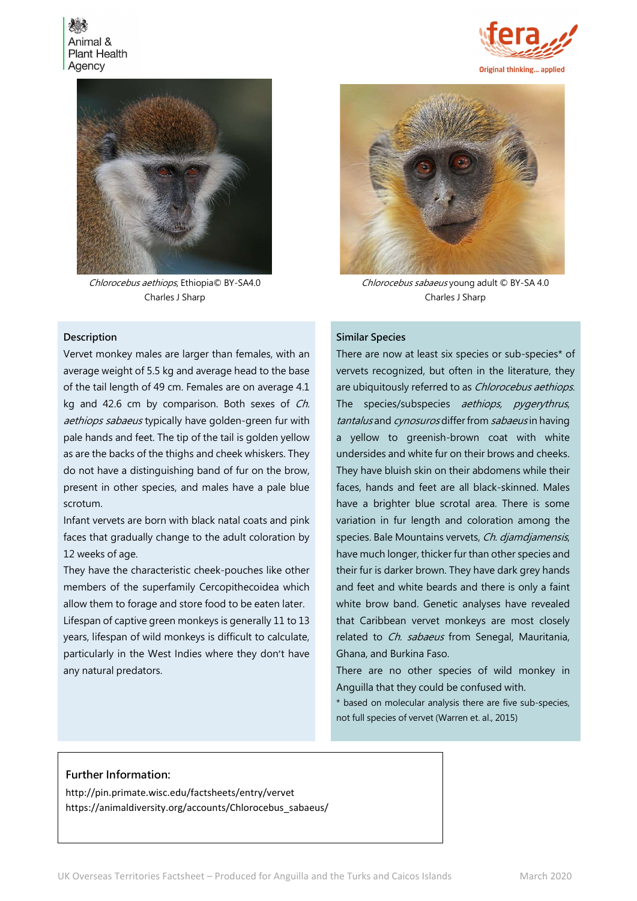Animal & Plant Health Agency

fera
Original thinking… applied

*Chlorocebus aethiops*, Ethiopia© BY-SA4.0 Charles J Sharp

*Chlorocebus sabaeus* young adult © BY-SA 4.0 Charles J Sharp

### Description

Vervet monkey males are larger than females, with an average weight of 5.5 kg and average head to the base of the tail length of 49 cm. Females are on average 4.1 kg and 42.6 cm by comparison. Both sexes of *Ch. aethiops sabaeus* typically have golden-green fur with pale hands and feet. The tip of the tail is golden yellow as are the backs of the thighs and cheek whiskers. They do not have a distinguishing band of fur on the brow, present in other species, and males have a pale blue scrotum.

Infant vervets are born with black natal coats and pink faces that gradually change to the adult coloration by 12 weeks of age.

They have the characteristic cheek-pouches like other members of the superfamily Cercopithecoidea which allow them to forage and store food to be eaten later.

Lifespan of captive green monkeys is generally 11 to 13 years, lifespan of wild monkeys is difficult to calculate, particularly in the West Indies where they don't have any natural predators.

### Similar Species

There are now at least six species or sub-species* of vervets recognized, but often in the literature, they are ubiquitously referred to as *Chlorocebus aethiops*. The species/subspecies *aethiops, pygerythrus, tantalus* and *cynosuros* differ from *sabaeus* in having a yellow to greenish-brown coat with white undersides and white fur on their brows and cheeks. They have bluish skin on their abdomens while their faces, hands and feet are all black-skinned. Males have a brighter blue scrotal area. There is some variation in fur length and coloration among the species. Bale Mountains vervets, *Ch. djamdjamensis*, have much longer, thicker fur than other species and their fur is darker brown. They have dark grey hands and feet and white beards and there is only a faint white brow band. Genetic analyses have revealed that Caribbean vervet monkeys are most closely related to *Ch. sabaeus* from Senegal, Mauritania, Ghana, and Burkina Faso.

There are no other species of wild monkey in Anguilla that they could be confused with.

\* based on molecular analysis there are five sub-species, not full species of vervet (Warren et. al., 2015)

### Further Information:

http://pin.primate.wisc.edu/factsheets/entry/vervet
https://animaldiversity.org/accounts/Chlorocebus_sabaeus/